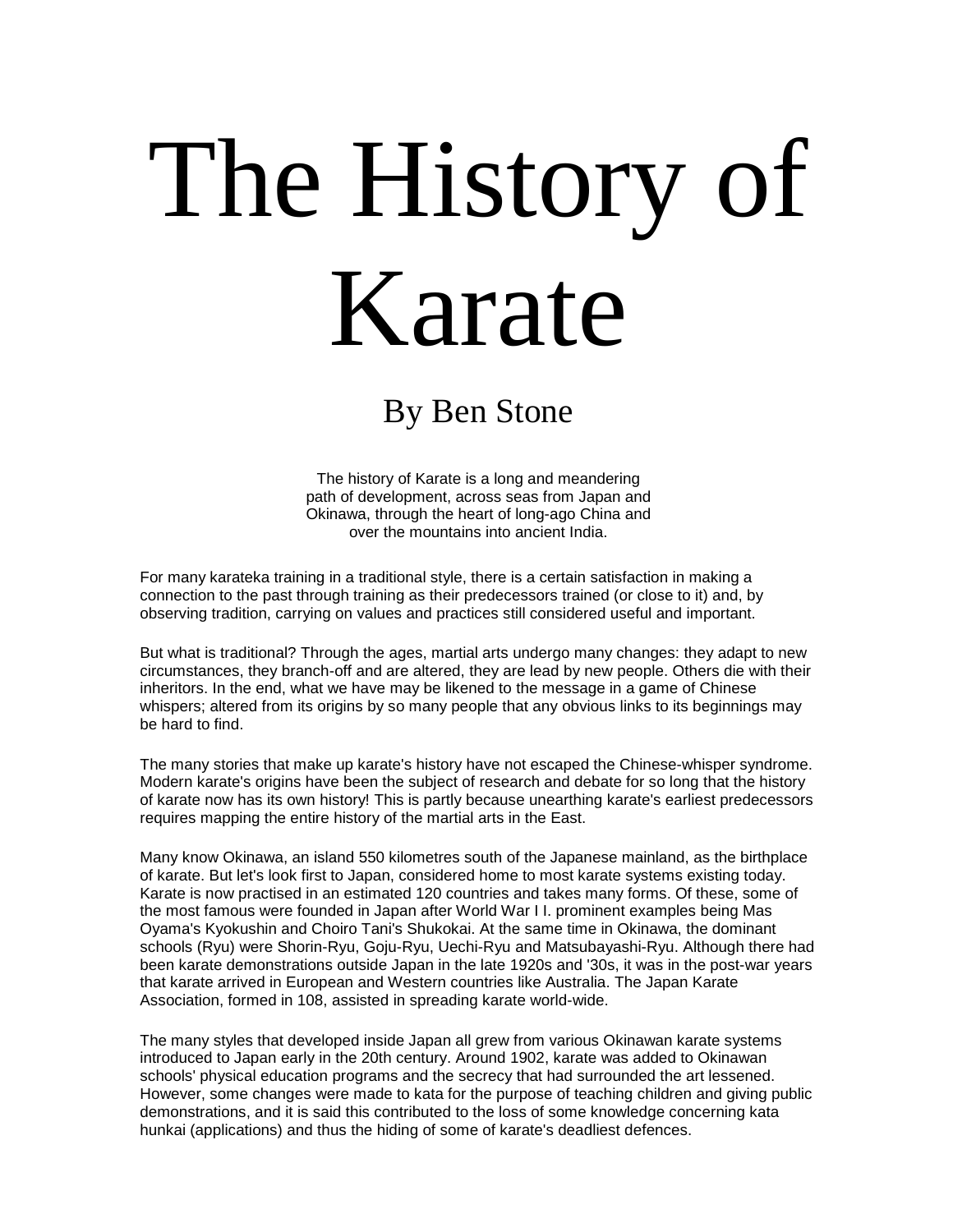# The History of Karate

## By Ben Stone

The history of Karate is a long and meandering path of development, across seas from Japan and Okinawa, through the heart of long-ago China and over the mountains into ancient India.

For many karateka training in a traditional style, there is a certain satisfaction in making a connection to the past through training as their predecessors trained (or close to it) and, by observing tradition, carrying on values and practices still considered useful and important.

But what is traditional? Through the ages, martial arts undergo many changes: they adapt to new circumstances, they branch-off and are altered, they are lead by new people. Others die with their inheritors. In the end, what we have may be likened to the message in a game of Chinese whispers; altered from its origins by so many people that any obvious links to its beginnings may be hard to find.

The many stories that make up karate's history have not escaped the Chinese-whisper syndrome. Modern karate's origins have been the subject of research and debate for so long that the history of karate now has its own history! This is partly because unearthing karate's earliest predecessors requires mapping the entire history of the martial arts in the East.

Many know Okinawa, an island 550 kilometres south of the Japanese mainland, as the birthplace of karate. But let's look first to Japan, considered home to most karate systems existing today. Karate is now practised in an estimated 120 countries and takes many forms. Of these, some of the most famous were founded in Japan after World War I I. prominent examples being Mas Oyama's Kyokushin and Choiro Tani's Shukokai. At the same time in Okinawa, the dominant schools (Ryu) were Shorin-Ryu, Goju-Ryu, Uechi-Ryu and Matsubayashi-Ryu. Although there had been karate demonstrations outside Japan in the late 1920s and '30s, it was in the post-war years that karate arrived in European and Western countries like Australia. The Japan Karate Association, formed in 108, assisted in spreading karate world-wide.

The many styles that developed inside Japan all grew from various Okinawan karate systems introduced to Japan early in the 20th century. Around 1902, karate was added to Okinawan schools' physical education programs and the secrecy that had surrounded the art lessened. However, some changes were made to kata for the purpose of teaching children and giving public demonstrations, and it is said this contributed to the loss of some knowledge concerning kata hunkai (applications) and thus the hiding of some of karate's deadliest defences.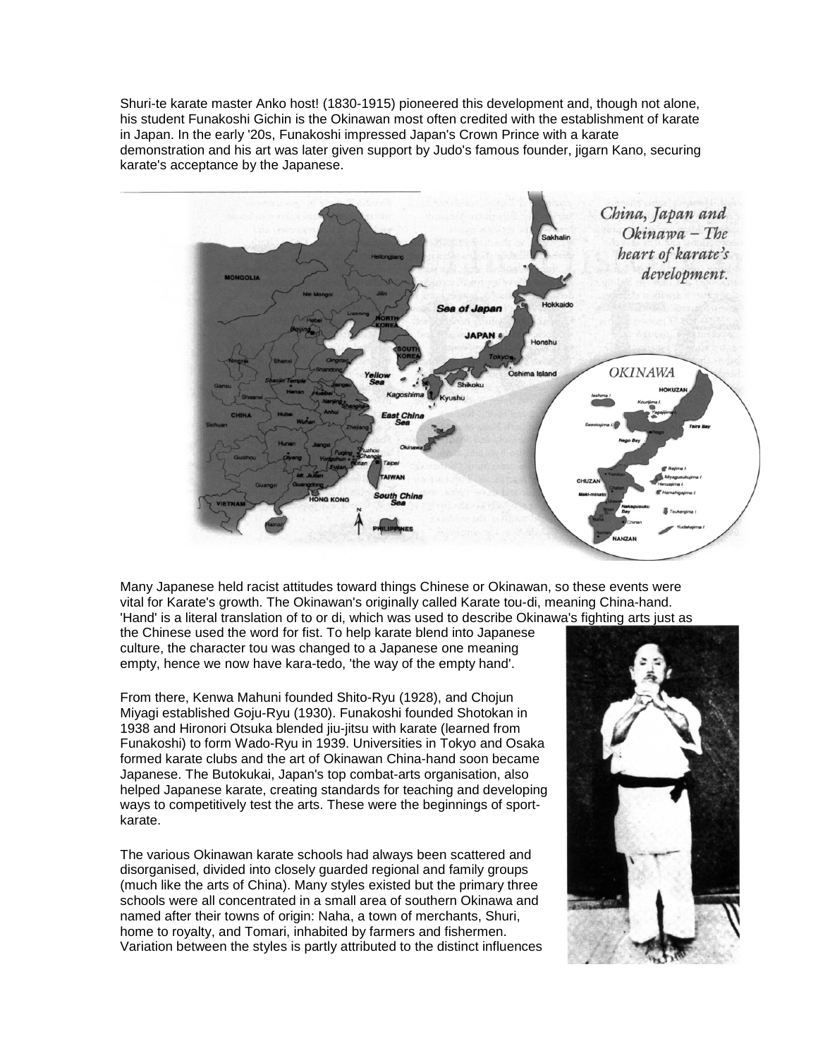Shuri-te karate master Anko host! (1830-1915) pioneered this development and, though not alone, his student Funakoshi Gichin is the Okinawan most often credited with the establishment of karate in Japan. In the early '20s, Funakoshi impressed Japan's Crown Prince with a karate demonstration and his art was later given support by Judo's famous founder, jigarn Kano, securing karate's acceptance by the Japanese.

*China, Japan and Okinawa – The heart of karate's development.*

Many Japanese held racist attitudes toward things Chinese or Okinawan, so these events were vital for Karate's growth. The Okinawan's originally called Karate tou-di, meaning China-hand. 'Hand' is a literal translation of to or di, which was used to describe Okinawa's fighting arts just as the Chinese used the word for fist. To help karate blend into Japanese culture, the character tou was changed to a Japanese one meaning empty, hence we now have kara-tedo, 'the way of the empty hand'.

From there, Kenwa Mahuni founded Shito-Ryu (1928), and Chojun Miyagi established Goju-Ryu (1930). Funakoshi founded Shotokan in 1938 and Hironori Otsuka blended jiu-jitsu with karate (learned from Funakoshi) to form Wado-Ryu in 1939. Universities in Tokyo and Osaka formed karate clubs and the art of Okinawan China-hand soon became Japanese. The Butokukai, Japan's top combat-arts organisation, also helped Japanese karate, creating standards for teaching and developing ways to competitively test the arts. These were the beginnings of sport-karate.

The various Okinawan karate schools had always been scattered and disorganised, divided into closely guarded regional and family groups (much like the arts of China). Many styles existed but the primary three schools were all concentrated in a small area of southern Okinawa and named after their towns of origin: Naha, a town of merchants, Shuri, home to royalty, and Tomari, inhabited by farmers and fishermen. Variation between the styles is partly attributed to the distinct influences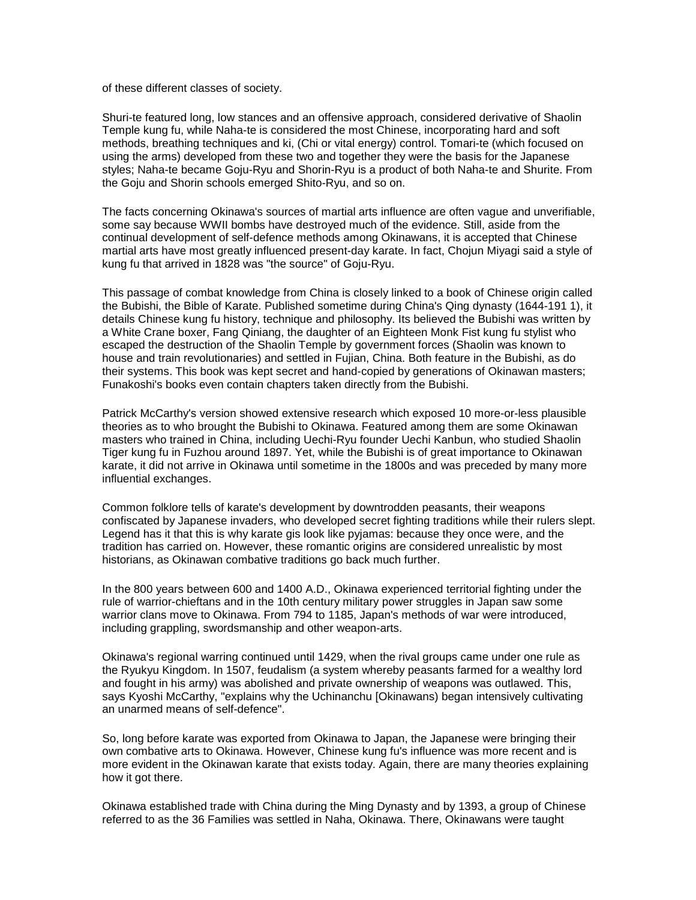of these different classes of society.

Shuri-te featured long, low stances and an offensive approach, considered derivative of Shaolin Temple kung fu, while Naha-te is considered the most Chinese, incorporating hard and soft methods, breathing techniques and ki, (Chi or vital energy) control. Tomari-te (which focused on using the arms) developed from these two and together they were the basis for the Japanese styles; Naha-te became Goju-Ryu and Shorin-Ryu is a product of both Naha-te and Shurite. From the Goju and Shorin schools emerged Shito-Ryu, and so on.

The facts concerning Okinawa's sources of martial arts influence are often vague and unverifiable, some say because WWII bombs have destroyed much of the evidence. Still, aside from the continual development of self-defence methods among Okinawans, it is accepted that Chinese martial arts have most greatly influenced present-day karate. In fact, Chojun Miyagi said a style of kung fu that arrived in 1828 was "the source" of Goju-Ryu.

This passage of combat knowledge from China is closely linked to a book of Chinese origin called the Bubishi, the Bible of Karate. Published sometime during China's Qing dynasty (1644-191 1), it details Chinese kung fu history, technique and philosophy. Its believed the Bubishi was written by a White Crane boxer, Fang Qiniang, the daughter of an Eighteen Monk Fist kung fu stylist who escaped the destruction of the Shaolin Temple by government forces (Shaolin was known to house and train revolutionaries) and settled in Fujian, China. Both feature in the Bubishi, as do their systems. This book was kept secret and hand-copied by generations of Okinawan masters; Funakoshi's books even contain chapters taken directly from the Bubishi.

Patrick McCarthy's version showed extensive research which exposed 10 more-or-less plausible theories as to who brought the Bubishi to Okinawa. Featured among them are some Okinawan masters who trained in China, including Uechi-Ryu founder Uechi Kanbun, who studied Shaolin Tiger kung fu in Fuzhou around 1897. Yet, while the Bubishi is of great importance to Okinawan karate, it did not arrive in Okinawa until sometime in the 1800s and was preceded by many more influential exchanges.

Common folklore tells of karate's development by downtrodden peasants, their weapons confiscated by Japanese invaders, who developed secret fighting traditions while their rulers slept. Legend has it that this is why karate gis look like pyjamas: because they once were, and the tradition has carried on. However, these romantic origins are considered unrealistic by most historians, as Okinawan combative traditions go back much further.

In the 800 years between 600 and 1400 A.D., Okinawa experienced territorial fighting under the rule of warrior-chieftans and in the 10th century military power struggles in Japan saw some warrior clans move to Okinawa. From 794 to 1185, Japan's methods of war were introduced, including grappling, swordsmanship and other weapon-arts.

Okinawa's regional warring continued until 1429, when the rival groups came under one rule as the Ryukyu Kingdom. In 1507, feudalism (a system whereby peasants farmed for a wealthy lord and fought in his army) was abolished and private ownership of weapons was outlawed. This, says Kyoshi McCarthy, "explains why the Uchinanchu [Okinawans) began intensively cultivating an unarmed means of self-defence".

So, long before karate was exported from Okinawa to Japan, the Japanese were bringing their own combative arts to Okinawa. However, Chinese kung fu's influence was more recent and is more evident in the Okinawan karate that exists today. Again, there are many theories explaining how it got there.

Okinawa established trade with China during the Ming Dynasty and by 1393, a group of Chinese referred to as the 36 Families was settled in Naha, Okinawa. There, Okinawans were taught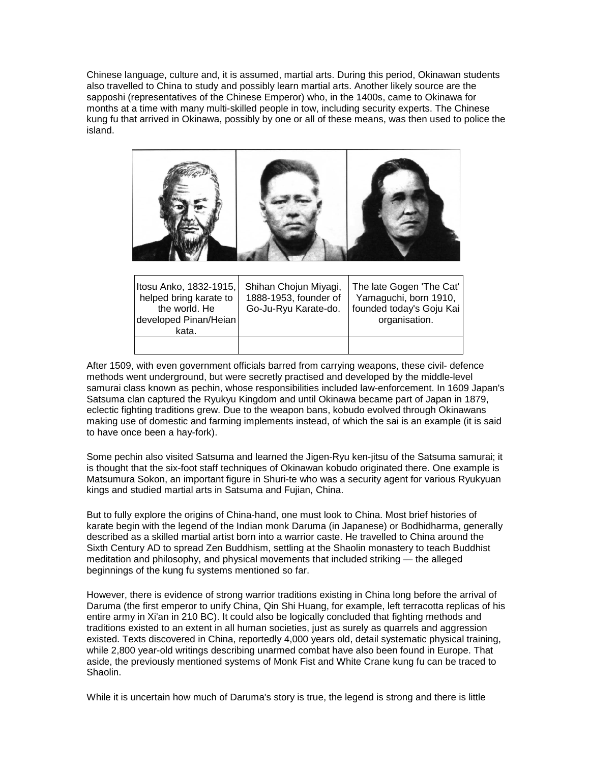Chinese language, culture and, it is assumed, martial arts. During this period, Okinawan students also travelled to China to study and possibly learn martial arts. Another likely source are the sapposhi (representatives of the Chinese Emperor) who, in the 1400s, came to Okinawa for months at a time with many multi-skilled people in tow, including security experts. The Chinese kung fu that arrived in Okinawa, possibly by one or all of these means, was then used to police the island.

| Itosu Anko, 1832-1915, helped bring karate to the world. He developed Pinan/Heian kata. | Shihan Chojun Miyagi, 1888-1953, founder of Go-Ju-Ryu Karate-do. | The late Gogen 'The Cat' Yamaguchi, born 1910, founded today's Goju Kai organisation. |
|---|---|---|
| | | |

After 1509, with even government officials barred from carrying weapons, these civil- defence methods went underground, but were secretly practised and developed by the middle-level samurai class known as pechin, whose responsibilities included law-enforcement. In 1609 Japan's Satsuma clan captured the Ryukyu Kingdom and until Okinawa became part of Japan in 1879, eclectic fighting traditions grew. Due to the weapon bans, kobudo evolved through Okinawans making use of domestic and farming implements instead, of which the sai is an example (it is said to have once been a hay-fork).

Some pechin also visited Satsuma and learned the Jigen-Ryu ken-jitsu of the Satsuma samurai; it is thought that the six-foot staff techniques of Okinawan kobudo originated there. One example is Matsumura Sokon, an important figure in Shuri-te who was a security agent for various Ryukyuan kings and studied martial arts in Satsuma and Fujian, China.

But to fully explore the origins of China-hand, one must look to China. Most brief histories of karate begin with the legend of the Indian monk Daruma (in Japanese) or Bodhidharma, generally described as a skilled martial artist born into a warrior caste. He travelled to China around the Sixth Century AD to spread Zen Buddhism, settling at the Shaolin monastery to teach Buddhist meditation and philosophy, and physical movements that included striking — the alleged beginnings of the kung fu systems mentioned so far.

However, there is evidence of strong warrior traditions existing in China long before the arrival of Daruma (the first emperor to unify China, Qin Shi Huang, for example, left terracotta replicas of his entire army in Xi'an in 210 BC). It could also be logically concluded that fighting methods and traditions existed to an extent in all human societies, just as surely as quarrels and aggression existed. Texts discovered in China, reportedly 4,000 years old, detail systematic physical training, while 2,800 year-old writings describing unarmed combat have also been found in Europe. That aside, the previously mentioned systems of Monk Fist and White Crane kung fu can be traced to Shaolin.

While it is uncertain how much of Daruma's story is true, the legend is strong and there is little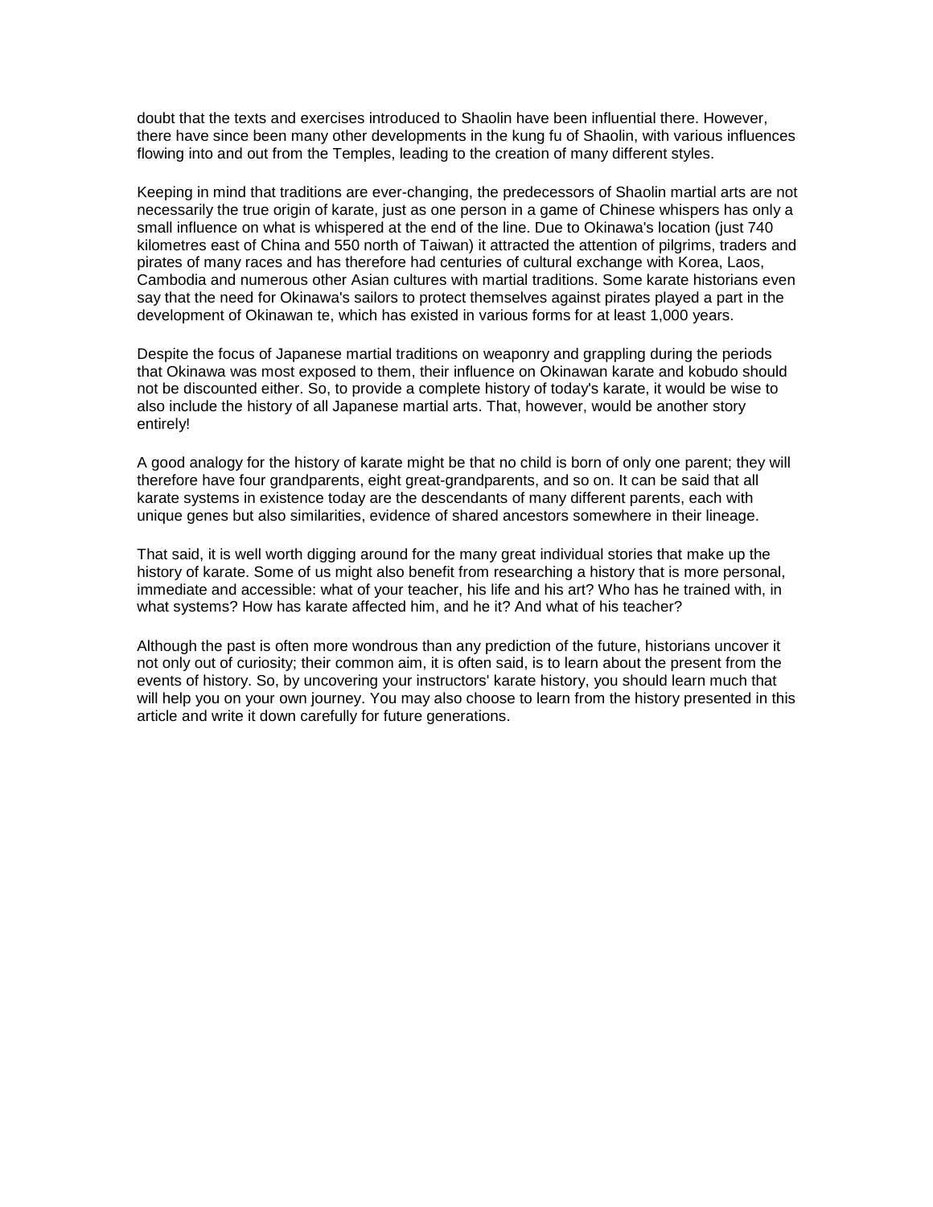doubt that the texts and exercises introduced to Shaolin have been influential there. However, there have since been many other developments in the kung fu of Shaolin, with various influences flowing into and out from the Temples, leading to the creation of many different styles.

Keeping in mind that traditions are ever-changing, the predecessors of Shaolin martial arts are not necessarily the true origin of karate, just as one person in a game of Chinese whispers has only a small influence on what is whispered at the end of the line. Due to Okinawa's location (just 740 kilometres east of China and 550 north of Taiwan) it attracted the attention of pilgrims, traders and pirates of many races and has therefore had centuries of cultural exchange with Korea, Laos, Cambodia and numerous other Asian cultures with martial traditions. Some karate historians even say that the need for Okinawa's sailors to protect themselves against pirates played a part in the development of Okinawan te, which has existed in various forms for at least 1,000 years.

Despite the focus of Japanese martial traditions on weaponry and grappling during the periods that Okinawa was most exposed to them, their influence on Okinawan karate and kobudo should not be discounted either. So, to provide a complete history of today's karate, it would be wise to also include the history of all Japanese martial arts. That, however, would be another story entirely!

A good analogy for the history of karate might be that no child is born of only one parent; they will therefore have four grandparents, eight great-grandparents, and so on. It can be said that all karate systems in existence today are the descendants of many different parents, each with unique genes but also similarities, evidence of shared ancestors somewhere in their lineage.

That said, it is well worth digging around for the many great individual stories that make up the history of karate. Some of us might also benefit from researching a history that is more personal, immediate and accessible: what of your teacher, his life and his art? Who has he trained with, in what systems? How has karate affected him, and he it? And what of his teacher?

Although the past is often more wondrous than any prediction of the future, historians uncover it not only out of curiosity; their common aim, it is often said, is to learn about the present from the events of history. So, by uncovering your instructors' karate history, you should learn much that will help you on your own journey. You may also choose to learn from the history presented in this article and write it down carefully for future generations.